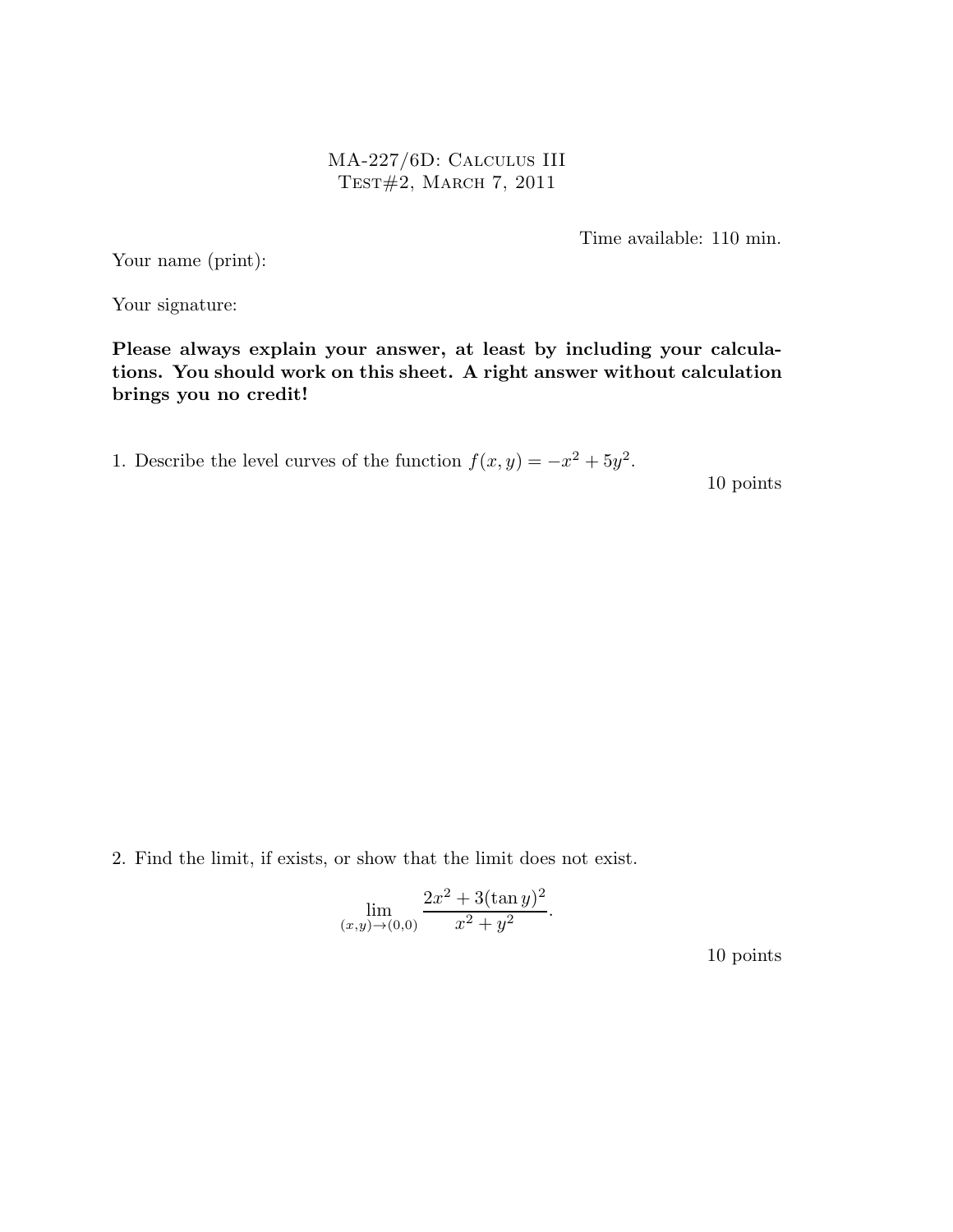# MA-227/6D: Calculus III
## Test#2, March 7, 2011

Time available: 110 min.

Your name (print):

Your signature:

**Please always explain your answer, at least by including your calculations. You should work on this sheet. A right answer without calculation brings you no credit!**

1. Describe the level curves of the function $f(x, y) = -x^2 + 5y^2$.

10 points

2. Find the limit, if exists, or show that the limit does not exist.

$$\lim_{(x,y)\to(0,0)} \frac{2x^2 + 3(\tan y)^2}{x^2 + y^2}.$$

10 points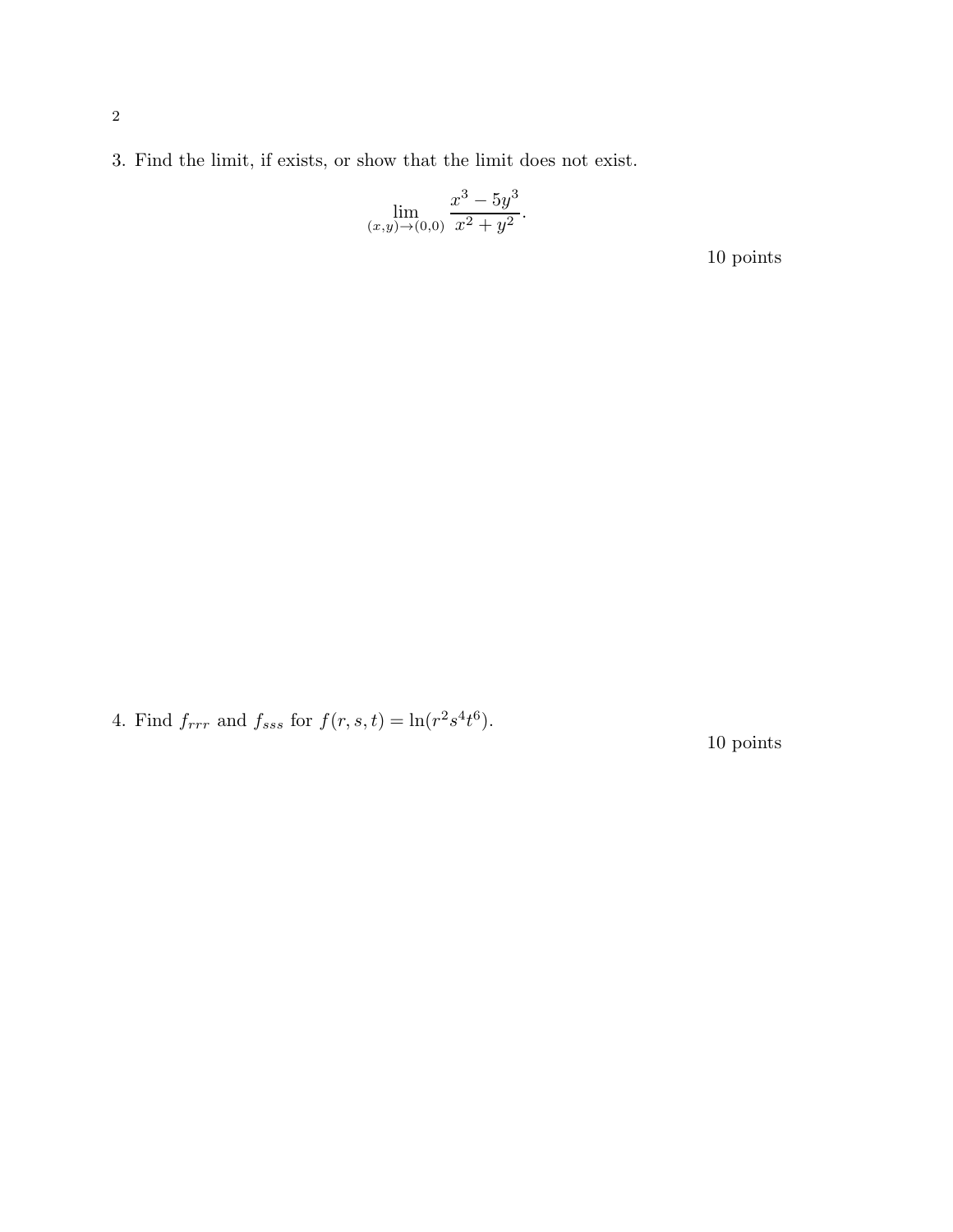3. Find the limit, if exists, or show that the limit does not exist.

$$\lim_{(x,y)\to(0,0)} \frac{x^3 - 5y^3}{x^2 + y^2}.$$

10 points

4. Find $f_{rrr}$ and $f_{sss}$ for $f(r, s, t) = \ln(r^2 s^4 t^6)$.

10 points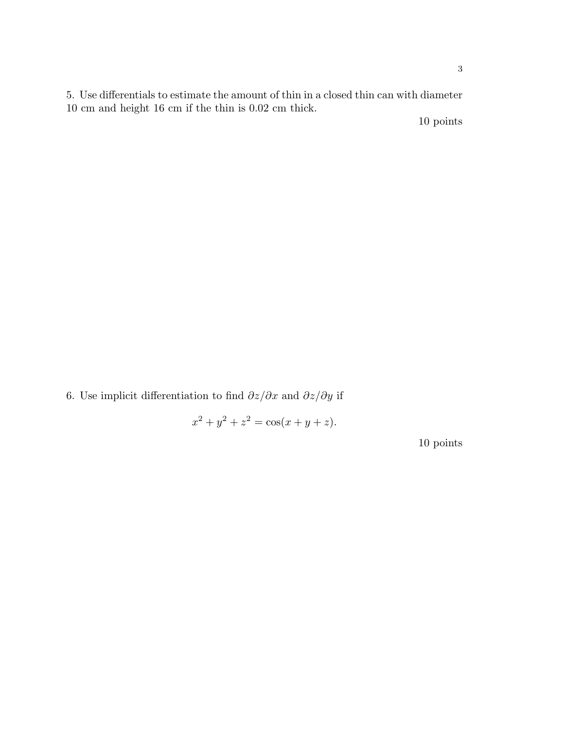5. Use differentials to estimate the amount of thin in a closed thin can with diameter 10 cm and height 16 cm if the thin is 0.02 cm thick.

10 points

6. Use implicit differentiation to find $\partial z/\partial x$ and $\partial z/\partial y$ if

$$x^2 + y^2 + z^2 = \cos(x + y + z).$$

10 points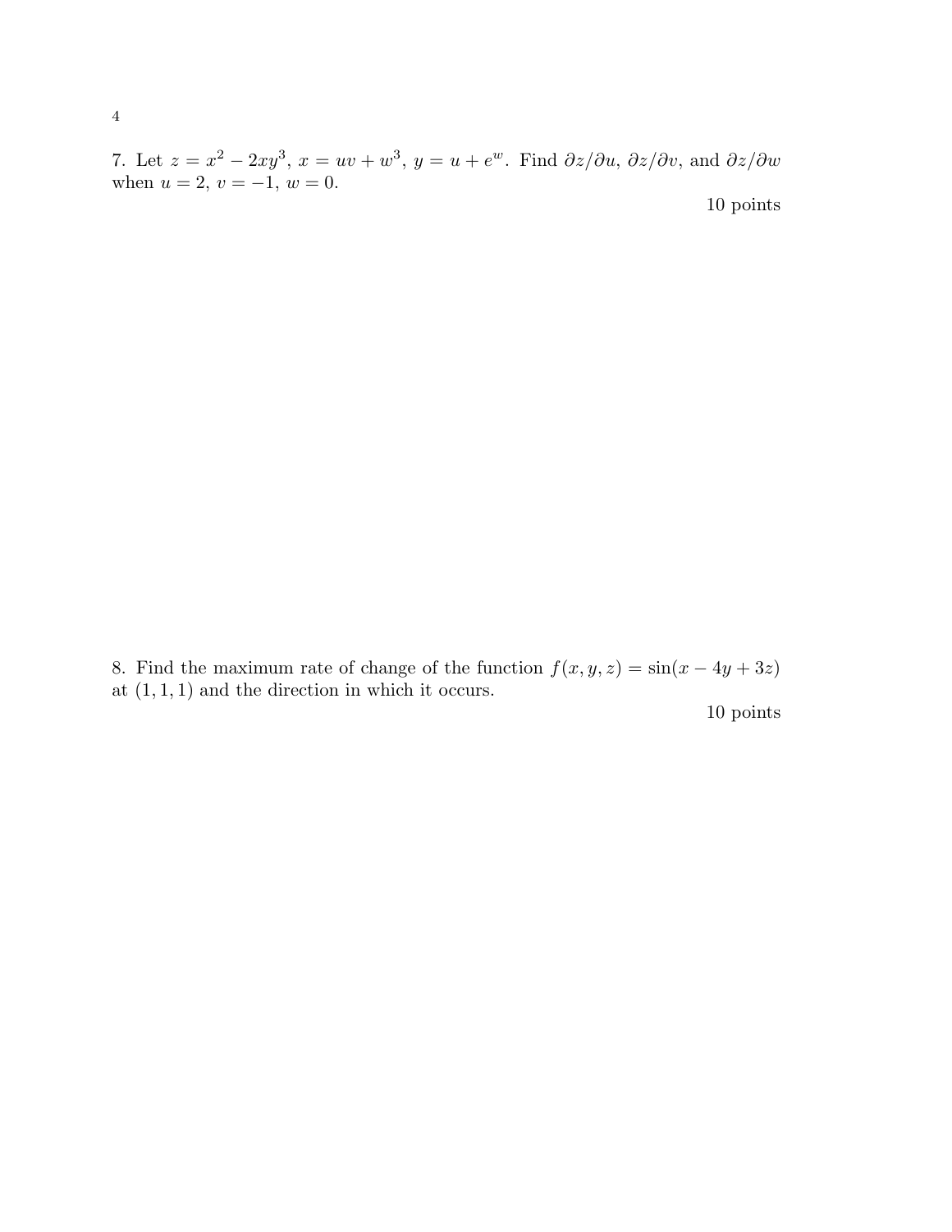7. Let $z = x^2 - 2xy^3$, $x = uv + w^3$, $y = u + e^w$. Find $\partial z/\partial u$, $\partial z/\partial v$, and $\partial z/\partial w$ when $u = 2$, $v = -1$, $w = 0$.

10 points

8. Find the maximum rate of change of the function $f(x, y, z) = \sin(x - 4y + 3z)$ at $(1, 1, 1)$ and the direction in which it occurs.

10 points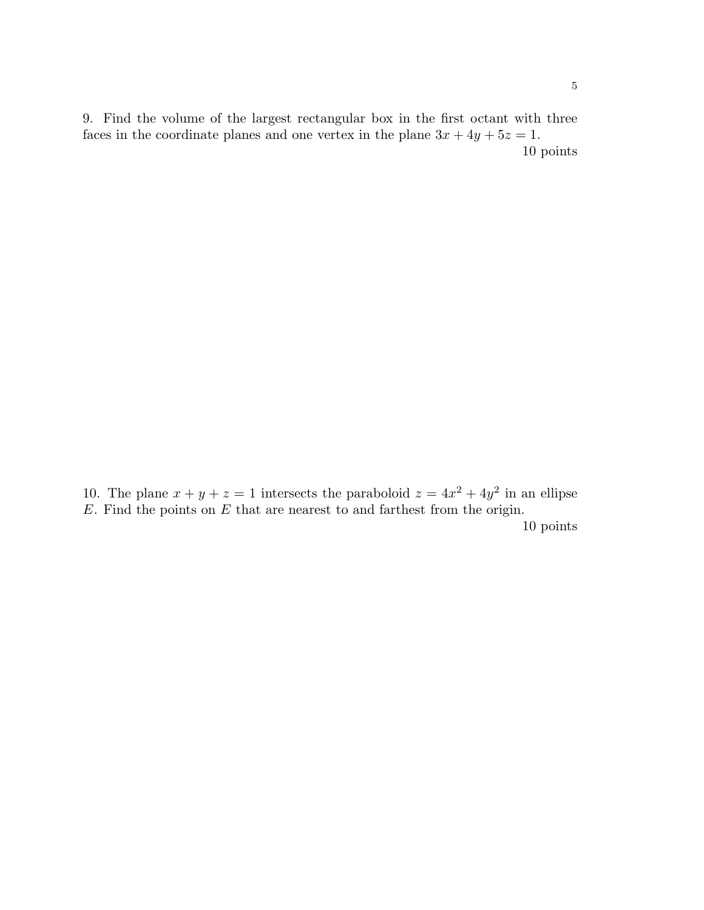9. Find the volume of the largest rectangular box in the first octant with three faces in the coordinate planes and one vertex in the plane $3x + 4y + 5z = 1$.

10 points

10. The plane $x + y + z = 1$ intersects the paraboloid $z = 4x^2 + 4y^2$ in an ellipse $E$. Find the points on $E$ that are nearest to and farthest from the origin.

10 points